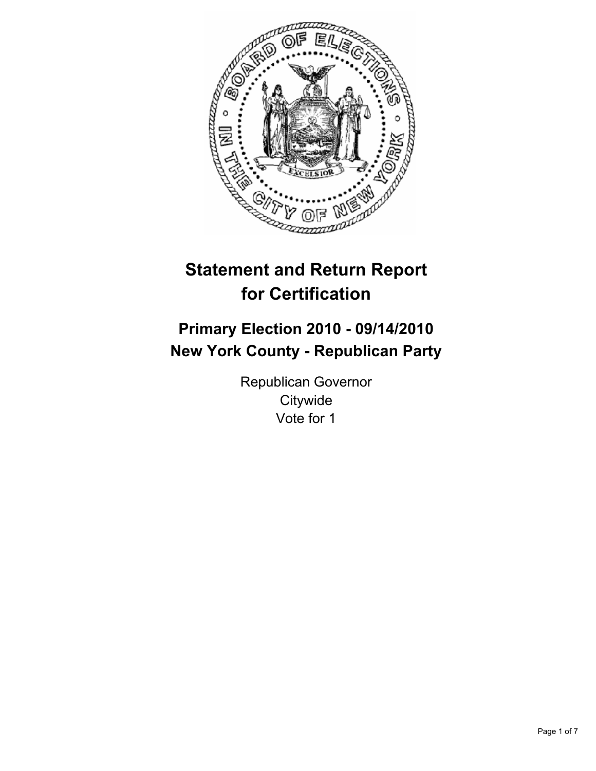# Statement and Return Report for Certification

## Primary Election 2010 - 09/14/2010
## New York County - Republican Party

Republican Governor
Citywide
Vote for 1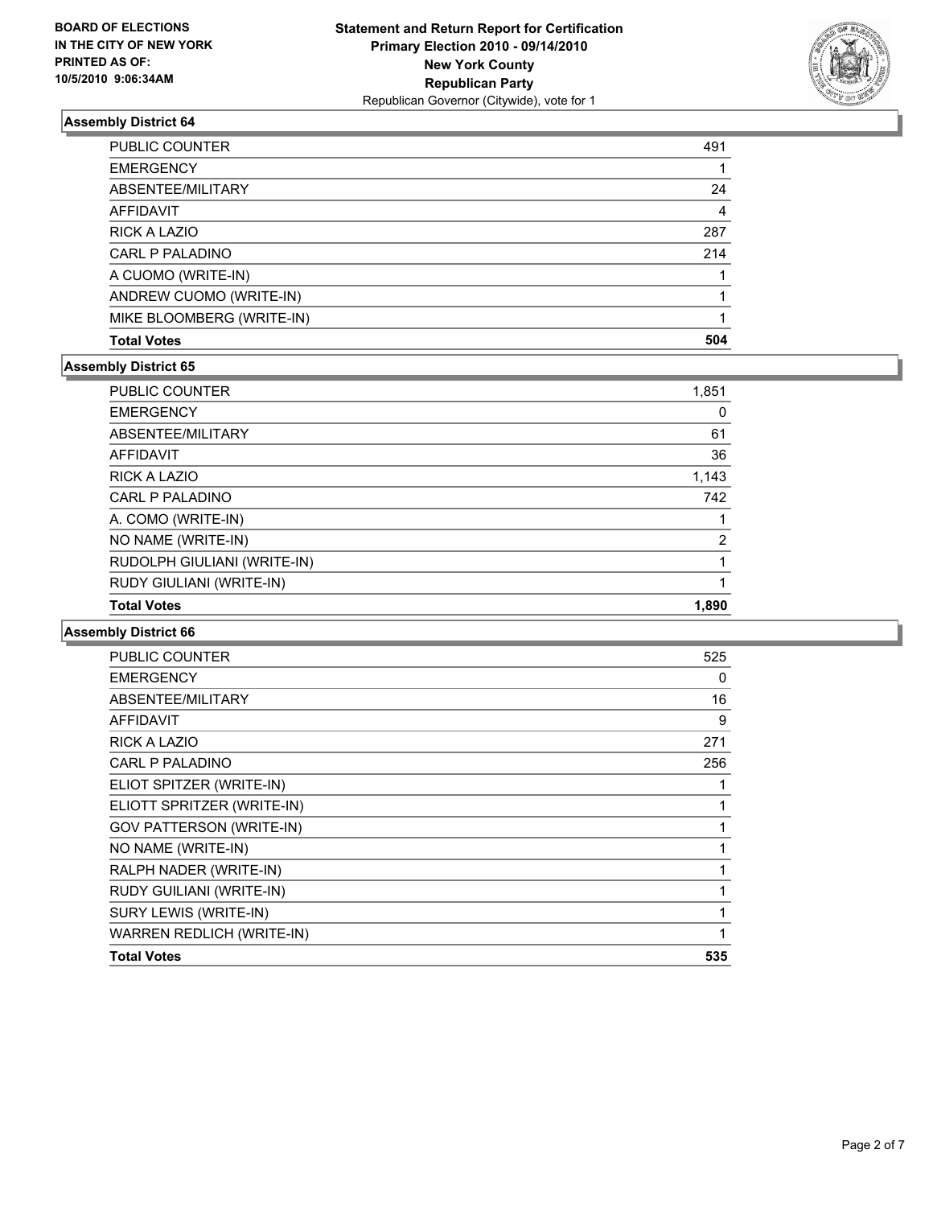**BOARD OF ELECTIONS IN THE CITY OF NEW YORK PRINTED AS OF: 10/5/2010 9:06:34AM**

**Statement and Return Report for Certification Primary Election 2010 - 09/14/2010 New York County Republican Party**
Republican Governor (Citywide), vote for 1

### Assembly District 64

| | |
|---|---|
| PUBLIC COUNTER | 491 |
| EMERGENCY | 1 |
| ABSENTEE/MILITARY | 24 |
| AFFIDAVIT | 4 |
| RICK A LAZIO | 287 |
| CARL P PALADINO | 214 |
| A CUOMO (WRITE-IN) | 1 |
| ANDREW CUOMO (WRITE-IN) | 1 |
| MIKE BLOOMBERG (WRITE-IN) | 1 |
| **Total Votes** | **504** |

### Assembly District 65

| | |
|---|---|
| PUBLIC COUNTER | 1,851 |
| EMERGENCY | 0 |
| ABSENTEE/MILITARY | 61 |
| AFFIDAVIT | 36 |
| RICK A LAZIO | 1,143 |
| CARL P PALADINO | 742 |
| A. COMO (WRITE-IN) | 1 |
| NO NAME (WRITE-IN) | 2 |
| RUDOLPH GIULIANI (WRITE-IN) | 1 |
| RUDY GIULIANI (WRITE-IN) | 1 |
| **Total Votes** | **1,890** |

### Assembly District 66

| | |
|---|---|
| PUBLIC COUNTER | 525 |
| EMERGENCY | 0 |
| ABSENTEE/MILITARY | 16 |
| AFFIDAVIT | 9 |
| RICK A LAZIO | 271 |
| CARL P PALADINO | 256 |
| ELIOT SPITZER (WRITE-IN) | 1 |
| ELIOTT SPRITZER (WRITE-IN) | 1 |
| GOV PATTERSON (WRITE-IN) | 1 |
| NO NAME (WRITE-IN) | 1 |
| RALPH NADER (WRITE-IN) | 1 |
| RUDY GUILIANI (WRITE-IN) | 1 |
| SURY LEWIS (WRITE-IN) | 1 |
| WARREN REDLICH (WRITE-IN) | 1 |
| **Total Votes** | **535** |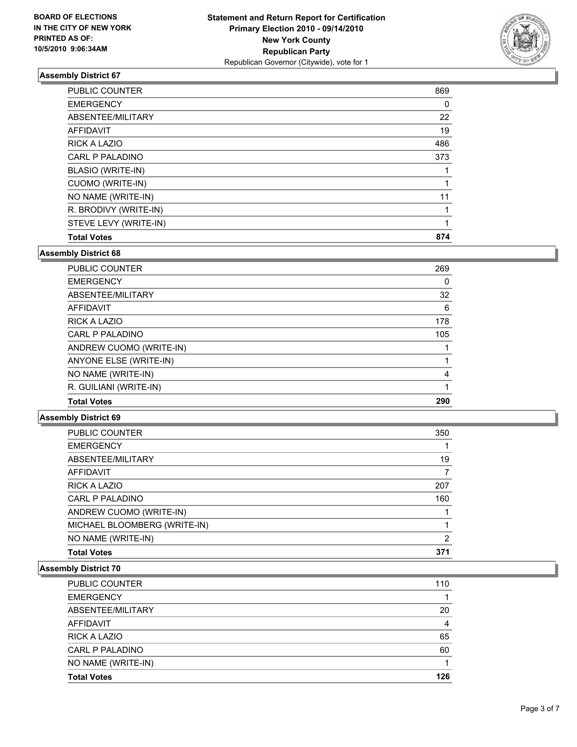**BOARD OF ELECTIONS IN THE CITY OF NEW YORK PRINTED AS OF: 10/5/2010 9:06:34AM**

**Statement and Return Report for Certification Primary Election 2010 - 09/14/2010 New York County Republican Party**
Republican Governor (Citywide), vote for 1

### Assembly District 67

| | |
|---|---|
| PUBLIC COUNTER | 869 |
| EMERGENCY | 0 |
| ABSENTEE/MILITARY | 22 |
| AFFIDAVIT | 19 |
| RICK A LAZIO | 486 |
| CARL P PALADINO | 373 |
| BLASIO (WRITE-IN) | 1 |
| CUOMO (WRITE-IN) | 1 |
| NO NAME (WRITE-IN) | 11 |
| R. BRODIVY (WRITE-IN) | 1 |
| STEVE LEVY (WRITE-IN) | 1 |
| **Total Votes** | **874** |

### Assembly District 68

| | |
|---|---|
| PUBLIC COUNTER | 269 |
| EMERGENCY | 0 |
| ABSENTEE/MILITARY | 32 |
| AFFIDAVIT | 6 |
| RICK A LAZIO | 178 |
| CARL P PALADINO | 105 |
| ANDREW CUOMO (WRITE-IN) | 1 |
| ANYONE ELSE (WRITE-IN) | 1 |
| NO NAME (WRITE-IN) | 4 |
| R. GUILIANI (WRITE-IN) | 1 |
| **Total Votes** | **290** |

### Assembly District 69

| | |
|---|---|
| PUBLIC COUNTER | 350 |
| EMERGENCY | 1 |
| ABSENTEE/MILITARY | 19 |
| AFFIDAVIT | 7 |
| RICK A LAZIO | 207 |
| CARL P PALADINO | 160 |
| ANDREW CUOMO (WRITE-IN) | 1 |
| MICHAEL BLOOMBERG (WRITE-IN) | 1 |
| NO NAME (WRITE-IN) | 2 |
| **Total Votes** | **371** |

### Assembly District 70

| | |
|---|---|
| PUBLIC COUNTER | 110 |
| EMERGENCY | 1 |
| ABSENTEE/MILITARY | 20 |
| AFFIDAVIT | 4 |
| RICK A LAZIO | 65 |
| CARL P PALADINO | 60 |
| NO NAME (WRITE-IN) | 1 |
| **Total Votes** | **126** |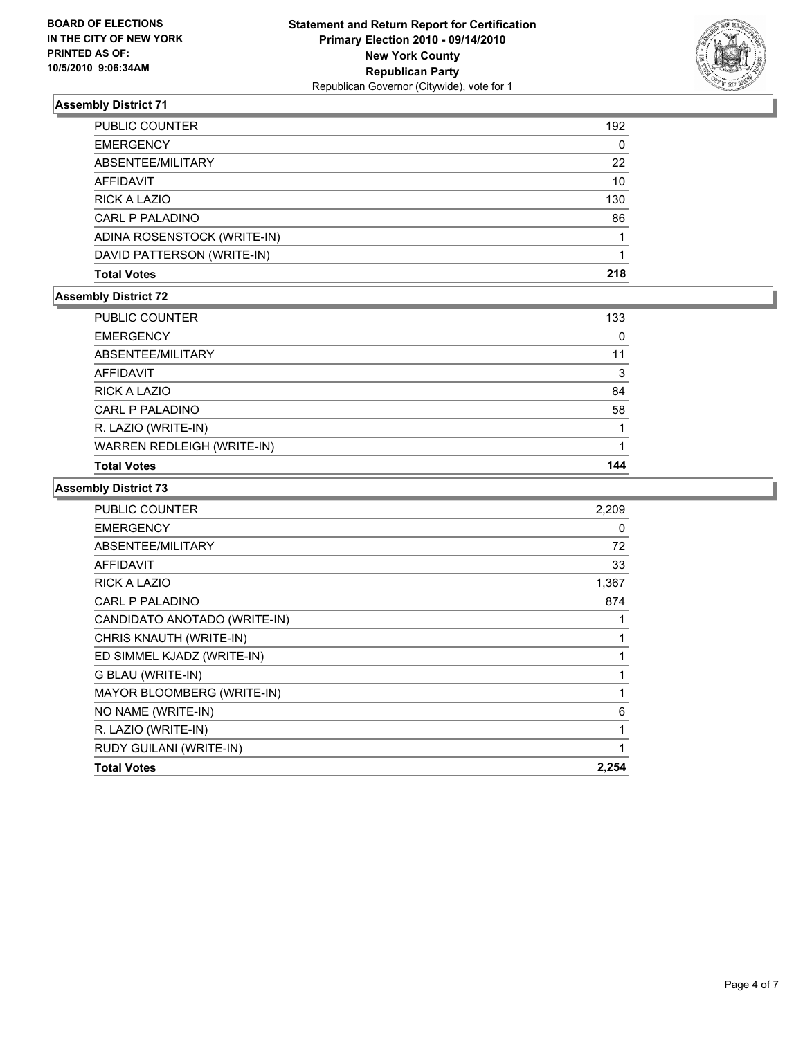**BOARD OF ELECTIONS IN THE CITY OF NEW YORK PRINTED AS OF: 10/5/2010 9:06:34AM**

**Statement and Return Report for Certification**
**Primary Election 2010 - 09/14/2010**
**New York County**
**Republican Party**
Republican Governor (Citywide), vote for 1

### Assembly District 71

| | |
|---|---|
| PUBLIC COUNTER | 192 |
| EMERGENCY | 0 |
| ABSENTEE/MILITARY | 22 |
| AFFIDAVIT | 10 |
| RICK A LAZIO | 130 |
| CARL P PALADINO | 86 |
| ADINA ROSENSTOCK (WRITE-IN) | 1 |
| DAVID PATTERSON (WRITE-IN) | 1 |
| **Total Votes** | **218** |

### Assembly District 72

| | |
|---|---|
| PUBLIC COUNTER | 133 |
| EMERGENCY | 0 |
| ABSENTEE/MILITARY | 11 |
| AFFIDAVIT | 3 |
| RICK A LAZIO | 84 |
| CARL P PALADINO | 58 |
| R. LAZIO (WRITE-IN) | 1 |
| WARREN REDLEIGH (WRITE-IN) | 1 |
| **Total Votes** | **144** |

### Assembly District 73

| | |
|---|---|
| PUBLIC COUNTER | 2,209 |
| EMERGENCY | 0 |
| ABSENTEE/MILITARY | 72 |
| AFFIDAVIT | 33 |
| RICK A LAZIO | 1,367 |
| CARL P PALADINO | 874 |
| CANDIDATO ANOTADO (WRITE-IN) | 1 |
| CHRIS KNAUTH (WRITE-IN) | 1 |
| ED SIMMEL KJADZ (WRITE-IN) | 1 |
| G BLAU (WRITE-IN) | 1 |
| MAYOR BLOOMBERG (WRITE-IN) | 1 |
| NO NAME (WRITE-IN) | 6 |
| R. LAZIO (WRITE-IN) | 1 |
| RUDY GUILANI (WRITE-IN) | 1 |
| **Total Votes** | **2,254** |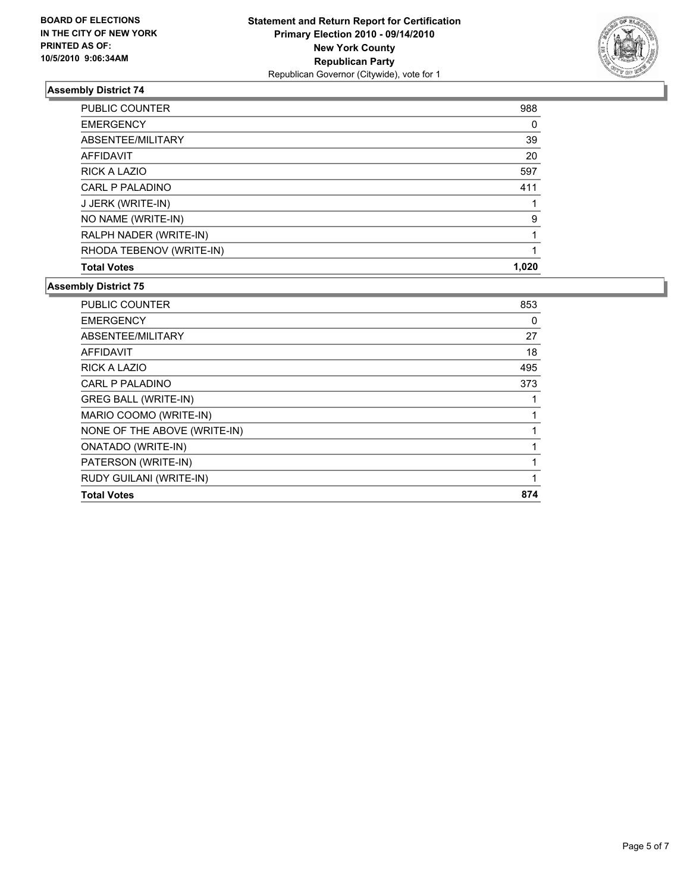**BOARD OF ELECTIONS**
**IN THE CITY OF NEW YORK**
**PRINTED AS OF:**
**10/5/2010 9:06:34AM**

**Statement and Return Report for Certification**
**Primary Election 2010 - 09/14/2010**
**New York County**
**Republican Party**
Republican Governor (Citywide), vote for 1

### Assembly District 74

| | |
|---|---|
| PUBLIC COUNTER | 988 |
| EMERGENCY | 0 |
| ABSENTEE/MILITARY | 39 |
| AFFIDAVIT | 20 |
| RICK A LAZIO | 597 |
| CARL P PALADINO | 411 |
| J JERK (WRITE-IN) | 1 |
| NO NAME (WRITE-IN) | 9 |
| RALPH NADER (WRITE-IN) | 1 |
| RHODA TEBENOV (WRITE-IN) | 1 |
| **Total Votes** | **1,020** |

### Assembly District 75

| | |
|---|---|
| PUBLIC COUNTER | 853 |
| EMERGENCY | 0 |
| ABSENTEE/MILITARY | 27 |
| AFFIDAVIT | 18 |
| RICK A LAZIO | 495 |
| CARL P PALADINO | 373 |
| GREG BALL (WRITE-IN) | 1 |
| MARIO COOMO (WRITE-IN) | 1 |
| NONE OF THE ABOVE (WRITE-IN) | 1 |
| ONATADO (WRITE-IN) | 1 |
| PATERSON (WRITE-IN) | 1 |
| RUDY GUILANI (WRITE-IN) | 1 |
| **Total Votes** | **874** |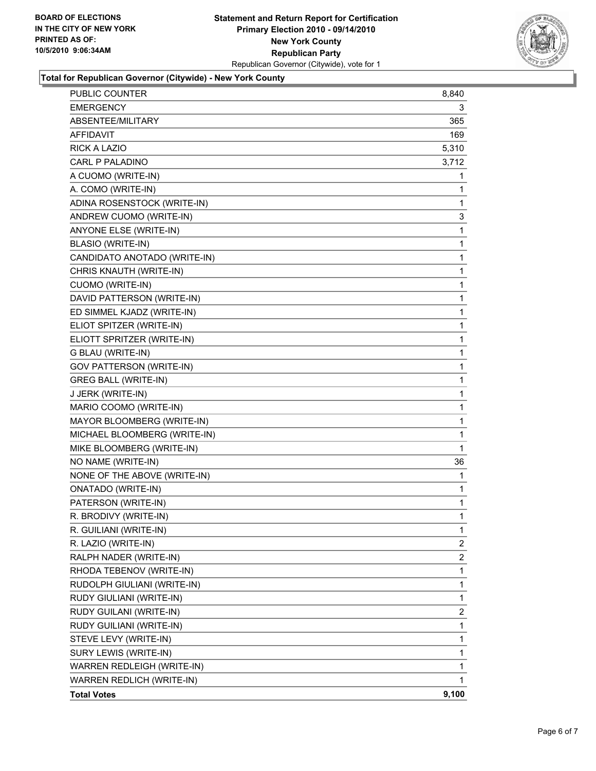**BOARD OF ELECTIONS IN THE CITY OF NEW YORK PRINTED AS OF: 10/5/2010 9:06:34AM**

**Statement and Return Report for Certification**
**Primary Election 2010 - 09/14/2010**
**New York County**
**Republican Party**
Republican Governor (Citywide), vote for 1

### Total for Republican Governor (Citywide) - New York County

| | |
|---|---|
| PUBLIC COUNTER | 8,840 |
| EMERGENCY | 3 |
| ABSENTEE/MILITARY | 365 |
| AFFIDAVIT | 169 |
| RICK A LAZIO | 5,310 |
| CARL P PALADINO | 3,712 |
| A CUOMO (WRITE-IN) | 1 |
| A. COMO (WRITE-IN) | 1 |
| ADINA ROSENSTOCK (WRITE-IN) | 1 |
| ANDREW CUOMO (WRITE-IN) | 3 |
| ANYONE ELSE (WRITE-IN) | 1 |
| BLASIO (WRITE-IN) | 1 |
| CANDIDATO ANOTADO (WRITE-IN) | 1 |
| CHRIS KNAUTH (WRITE-IN) | 1 |
| CUOMO (WRITE-IN) | 1 |
| DAVID PATTERSON (WRITE-IN) | 1 |
| ED SIMMEL KJADZ (WRITE-IN) | 1 |
| ELIOT SPITZER (WRITE-IN) | 1 |
| ELIOTT SPRITZER (WRITE-IN) | 1 |
| G BLAU (WRITE-IN) | 1 |
| GOV PATTERSON (WRITE-IN) | 1 |
| GREG BALL (WRITE-IN) | 1 |
| J JERK (WRITE-IN) | 1 |
| MARIO COOMO (WRITE-IN) | 1 |
| MAYOR BLOOMBERG (WRITE-IN) | 1 |
| MICHAEL BLOOMBERG (WRITE-IN) | 1 |
| MIKE BLOOMBERG (WRITE-IN) | 1 |
| NO NAME (WRITE-IN) | 36 |
| NONE OF THE ABOVE (WRITE-IN) | 1 |
| ONATADO (WRITE-IN) | 1 |
| PATERSON (WRITE-IN) | 1 |
| R. BRODIVY (WRITE-IN) | 1 |
| R. GUILIANI (WRITE-IN) | 1 |
| R. LAZIO (WRITE-IN) | 2 |
| RALPH NADER (WRITE-IN) | 2 |
| RHODA TEBENOV (WRITE-IN) | 1 |
| RUDOLPH GIULIANI (WRITE-IN) | 1 |
| RUDY GIULIANI (WRITE-IN) | 1 |
| RUDY GUILANI (WRITE-IN) | 2 |
| RUDY GUILIANI (WRITE-IN) | 1 |
| STEVE LEVY (WRITE-IN) | 1 |
| SURY LEWIS (WRITE-IN) | 1 |
| WARREN REDLEIGH (WRITE-IN) | 1 |
| WARREN REDLICH (WRITE-IN) | 1 |
| **Total Votes** | **9,100** |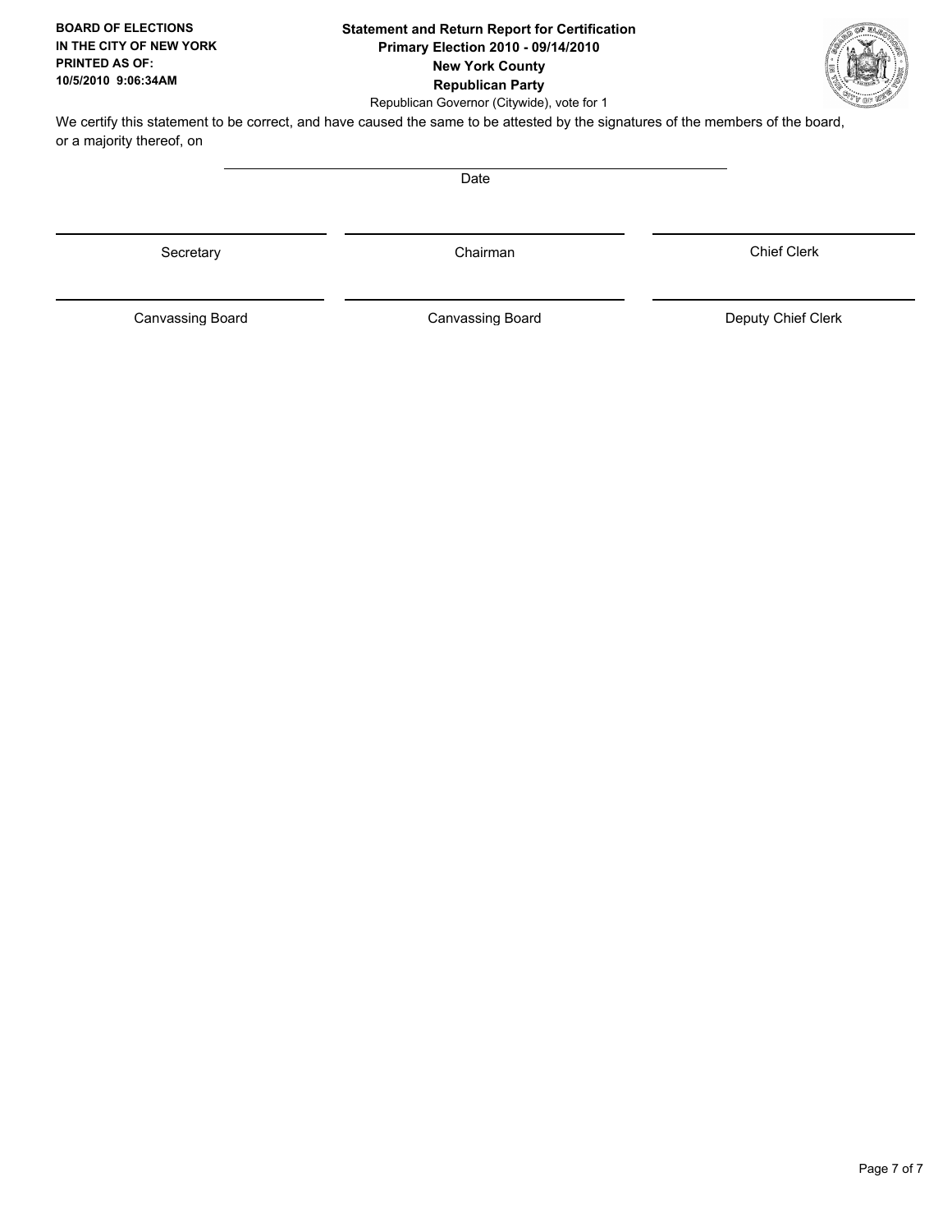**BOARD OF ELECTIONS IN THE CITY OF NEW YORK**
**PRINTED AS OF: 10/5/2010 9:06:34AM**

**Statement and Return Report for Certification**
**Primary Election 2010 - 09/14/2010**
**New York County**
**Republican Party**
Republican Governor (Citywide), vote for 1

We certify this statement to be correct, and have caused the same to be attested by the signatures of the members of the board, or a majority thereof, on

\_\_\_\_\_\_\_\_\_\_\_\_\_\_\_\_\_\_\_\_\_\_\_\_\_\_\_\_\_\_\_\_\_\_\_\_\_\_\_\_
Date

| | | |
|---|---|---|
| Secretary | Chairman | Chief Clerk |
| Canvassing Board | Canvassing Board | Deputy Chief Clerk |